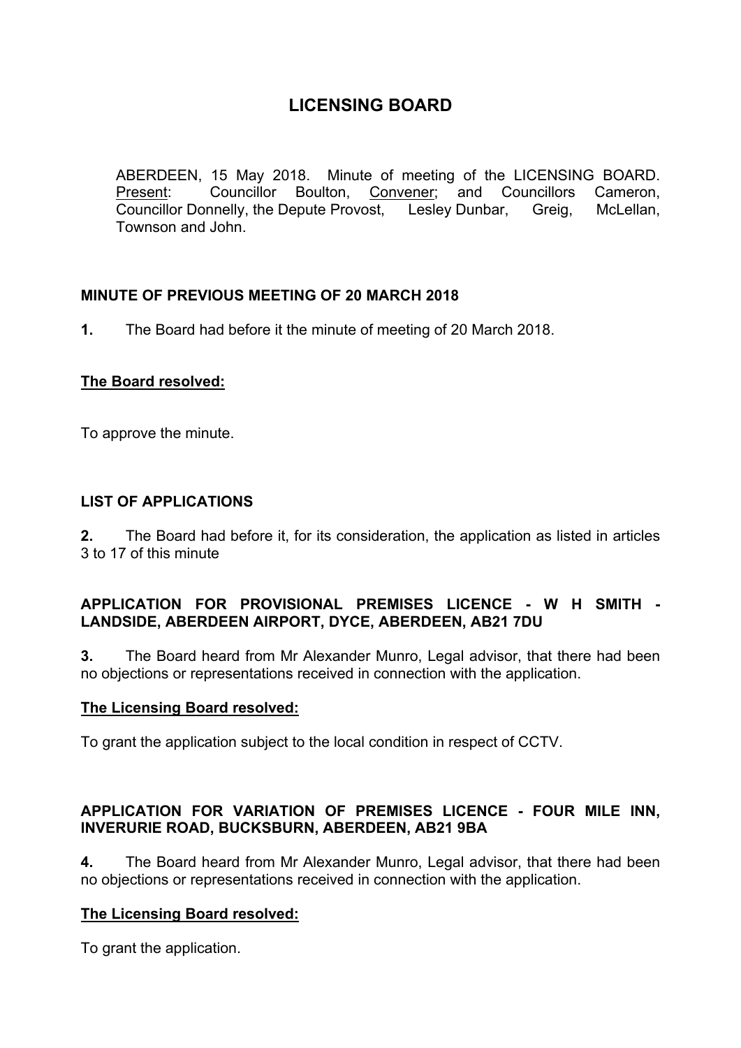# LICENSING BOARD

ABERDEEN, 15 May 2018. Minute of meeting of the LICENSING BOARD. Present: Councillor Boulton, Convener; and Councillors Cameron, Councillor Donnelly, the Depute Provost, Lesley Dunbar, Greig, McLellan, Townson and John.

**MINUTE OF PREVIOUS MEETING OF 20 MARCH 2018**

**1.** The Board had before it the minute of meeting of 20 March 2018.

**The Board resolved:**

To approve the minute.

**LIST OF APPLICATIONS**

**2.** The Board had before it, for its consideration, the application as listed in articles 3 to 17 of this minute

**APPLICATION FOR PROVISIONAL PREMISES LICENCE - W H SMITH - LANDSIDE, ABERDEEN AIRPORT, DYCE, ABERDEEN, AB21 7DU**

**3.** The Board heard from Mr Alexander Munro, Legal advisor, that there had been no objections or representations received in connection with the application.

**The Licensing Board resolved:**

To grant the application subject to the local condition in respect of CCTV.

**APPLICATION FOR VARIATION OF PREMISES LICENCE - FOUR MILE INN, INVERURIE ROAD, BUCKSBURN, ABERDEEN, AB21 9BA**

**4.** The Board heard from Mr Alexander Munro, Legal advisor, that there had been no objections or representations received in connection with the application.

**The Licensing Board resolved:**

To grant the application.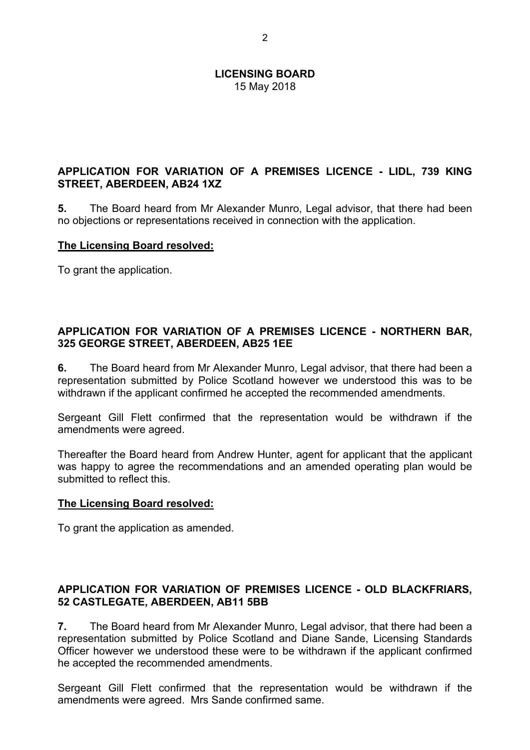**LICENSING BOARD**
15 May 2018

## APPLICATION FOR VARIATION OF A PREMISES LICENCE - LIDL, 739 KING STREET, ABERDEEN, AB24 1XZ

**5.** The Board heard from Mr Alexander Munro, Legal advisor, that there had been no objections or representations received in connection with the application.

**The Licensing Board resolved:**

To grant the application.

## APPLICATION FOR VARIATION OF A PREMISES LICENCE - NORTHERN BAR, 325 GEORGE STREET, ABERDEEN, AB25 1EE

**6.** The Board heard from Mr Alexander Munro, Legal advisor, that there had been a representation submitted by Police Scotland however we understood this was to be withdrawn if the applicant confirmed he accepted the recommended amendments.

Sergeant Gill Flett confirmed that the representation would be withdrawn if the amendments were agreed.

Thereafter the Board heard from Andrew Hunter, agent for applicant that the applicant was happy to agree the recommendations and an amended operating plan would be submitted to reflect this.

**The Licensing Board resolved:**

To grant the application as amended.

## APPLICATION FOR VARIATION OF PREMISES LICENCE - OLD BLACKFRIARS, 52 CASTLEGATE, ABERDEEN, AB11 5BB

**7.** The Board heard from Mr Alexander Munro, Legal advisor, that there had been a representation submitted by Police Scotland and Diane Sande, Licensing Standards Officer however we understood these were to be withdrawn if the applicant confirmed he accepted the recommended amendments.

Sergeant Gill Flett confirmed that the representation would be withdrawn if the amendments were agreed. Mrs Sande confirmed same.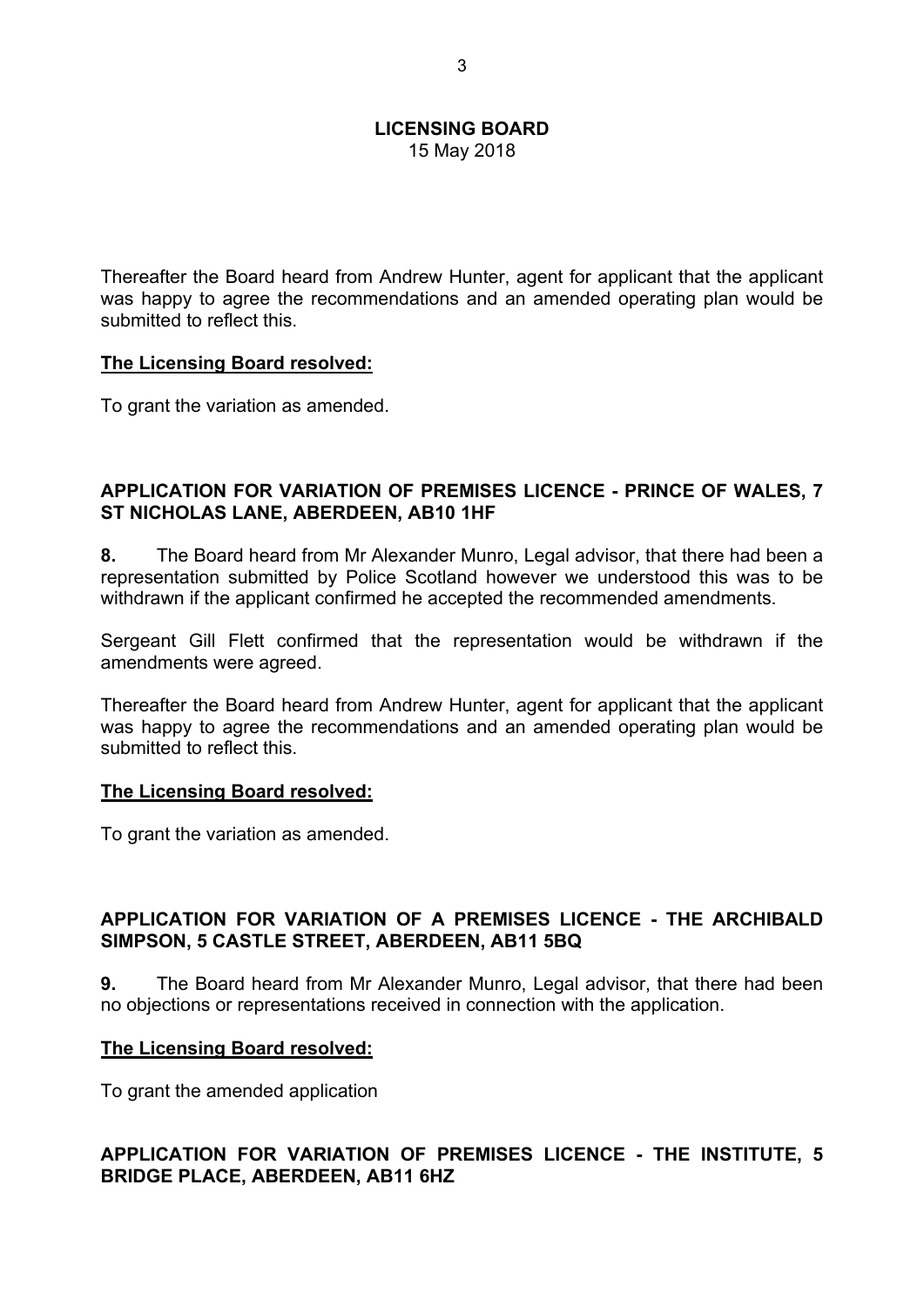Thereafter the Board heard from Andrew Hunter, agent for applicant that the applicant was happy to agree the recommendations and an amended operating plan would be submitted to reflect this.

**The Licensing Board resolved:**

To grant the variation as amended.

## APPLICATION FOR VARIATION OF PREMISES LICENCE - PRINCE OF WALES, 7 ST NICHOLAS LANE, ABERDEEN, AB10 1HF

**8.** The Board heard from Mr Alexander Munro, Legal advisor, that there had been a representation submitted by Police Scotland however we understood this was to be withdrawn if the applicant confirmed he accepted the recommended amendments.

Sergeant Gill Flett confirmed that the representation would be withdrawn if the amendments were agreed.

Thereafter the Board heard from Andrew Hunter, agent for applicant that the applicant was happy to agree the recommendations and an amended operating plan would be submitted to reflect this.

**The Licensing Board resolved:**

To grant the variation as amended.

## APPLICATION FOR VARIATION OF A PREMISES LICENCE - THE ARCHIBALD SIMPSON, 5 CASTLE STREET, ABERDEEN, AB11 5BQ

**9.** The Board heard from Mr Alexander Munro, Legal advisor, that there had been no objections or representations received in connection with the application.

**The Licensing Board resolved:**

To grant the amended application

## APPLICATION FOR VARIATION OF PREMISES LICENCE - THE INSTITUTE, 5 BRIDGE PLACE, ABERDEEN, AB11 6HZ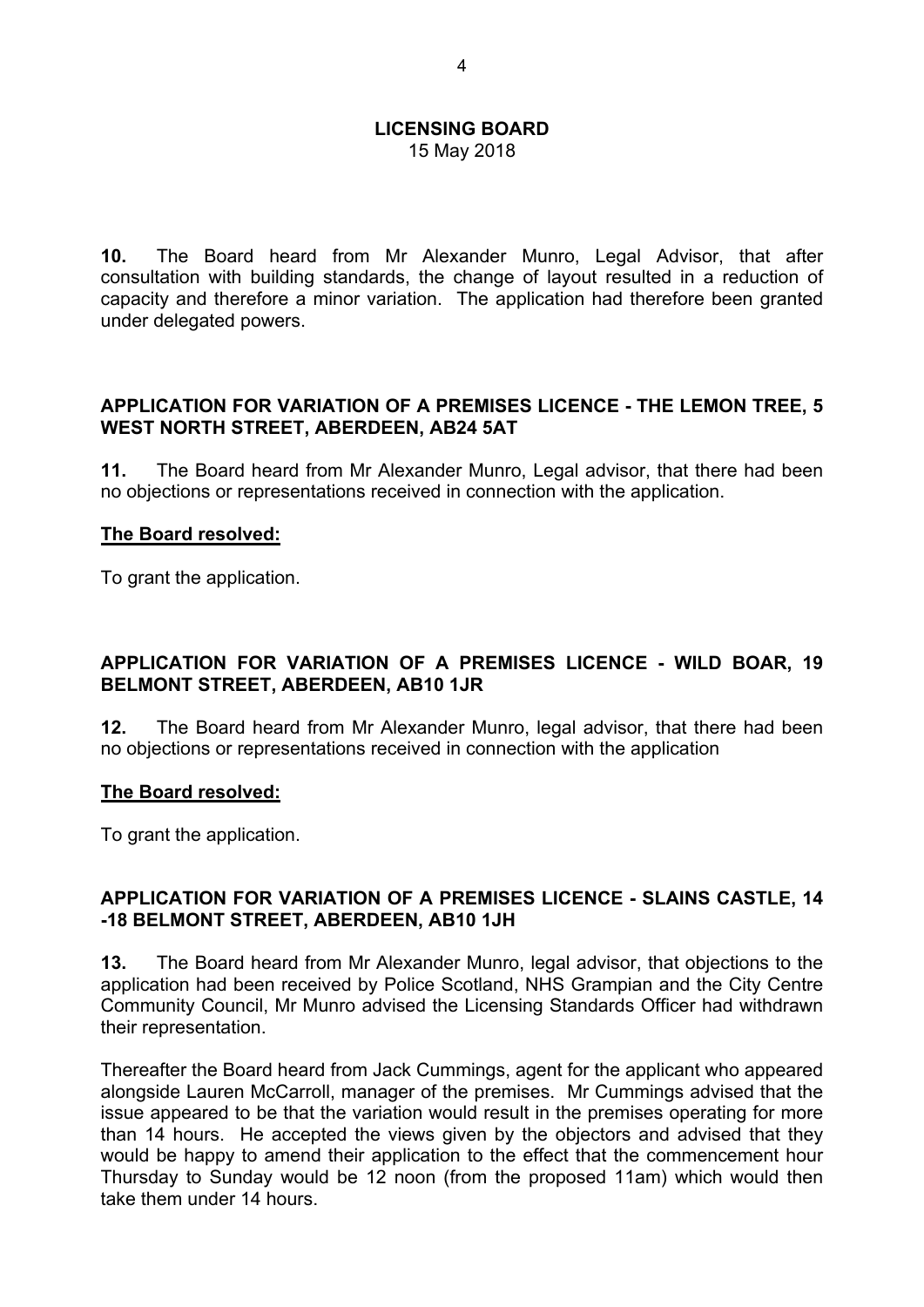**10.** The Board heard from Mr Alexander Munro, Legal Advisor, that after consultation with building standards, the change of layout resulted in a reduction of capacity and therefore a minor variation. The application had therefore been granted under delegated powers.

## APPLICATION FOR VARIATION OF A PREMISES LICENCE - THE LEMON TREE, 5 WEST NORTH STREET, ABERDEEN, AB24 5AT

**11.** The Board heard from Mr Alexander Munro, Legal advisor, that there had been no objections or representations received in connection with the application.

**The Board resolved:**

To grant the application.

## APPLICATION FOR VARIATION OF A PREMISES LICENCE - WILD BOAR, 19 BELMONT STREET, ABERDEEN, AB10 1JR

**12.** The Board heard from Mr Alexander Munro, legal advisor, that there had been no objections or representations received in connection with the application

**The Board resolved:**

To grant the application.

## APPLICATION FOR VARIATION OF A PREMISES LICENCE - SLAINS CASTLE, 14 -18 BELMONT STREET, ABERDEEN, AB10 1JH

**13.** The Board heard from Mr Alexander Munro, legal advisor, that objections to the application had been received by Police Scotland, NHS Grampian and the City Centre Community Council, Mr Munro advised the Licensing Standards Officer had withdrawn their representation.

Thereafter the Board heard from Jack Cummings, agent for the applicant who appeared alongside Lauren McCarroll, manager of the premises. Mr Cummings advised that the issue appeared to be that the variation would result in the premises operating for more than 14 hours. He accepted the views given by the objectors and advised that they would be happy to amend their application to the effect that the commencement hour Thursday to Sunday would be 12 noon (from the proposed 11am) which would then take them under 14 hours.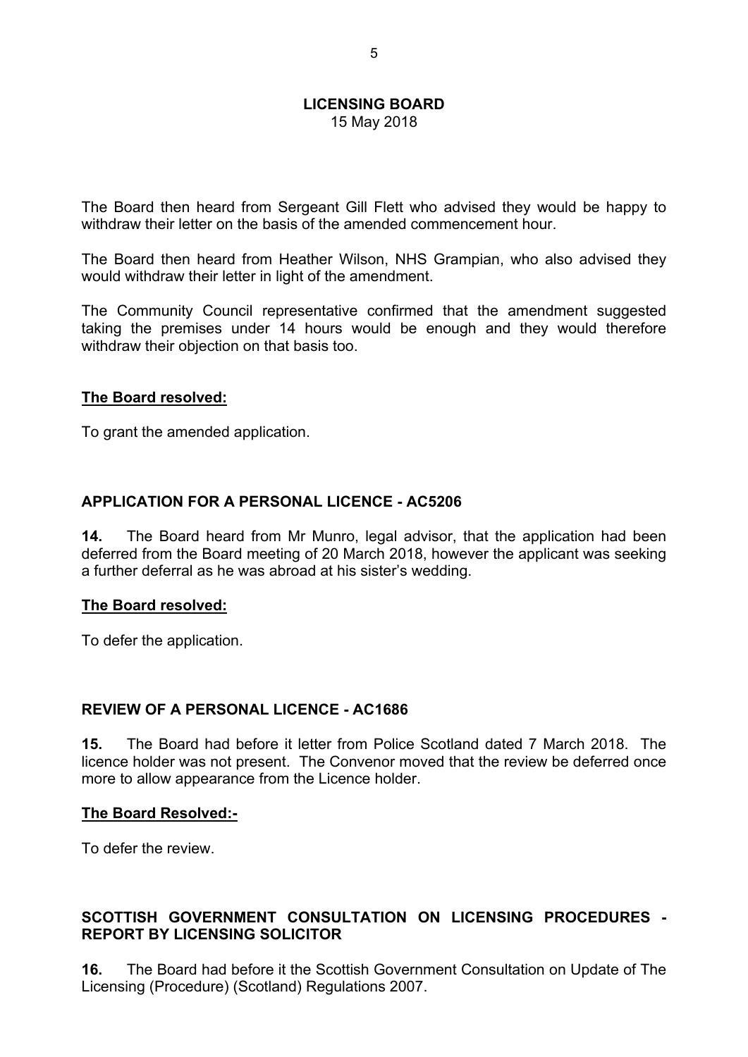The Board then heard from Sergeant Gill Flett who advised they would be happy to withdraw their letter on the basis of the amended commencement hour.

The Board then heard from Heather Wilson, NHS Grampian, who also advised they would withdraw their letter in light of the amendment.

The Community Council representative confirmed that the amendment suggested taking the premises under 14 hours would be enough and they would therefore withdraw their objection on that basis too.

**The Board resolved:**

To grant the amended application.

## APPLICATION FOR A PERSONAL LICENCE - AC5206

**14.** The Board heard from Mr Munro, legal advisor, that the application had been deferred from the Board meeting of 20 March 2018, however the applicant was seeking a further deferral as he was abroad at his sister's wedding.

**The Board resolved:**

To defer the application.

## REVIEW OF A PERSONAL LICENCE - AC1686

**15.** The Board had before it letter from Police Scotland dated 7 March 2018. The licence holder was not present. The Convenor moved that the review be deferred once more to allow appearance from the Licence holder.

**The Board Resolved:-**

To defer the review.

## SCOTTISH GOVERNMENT CONSULTATION ON LICENSING PROCEDURES - REPORT BY LICENSING SOLICITOR

**16.** The Board had before it the Scottish Government Consultation on Update of The Licensing (Procedure) (Scotland) Regulations 2007.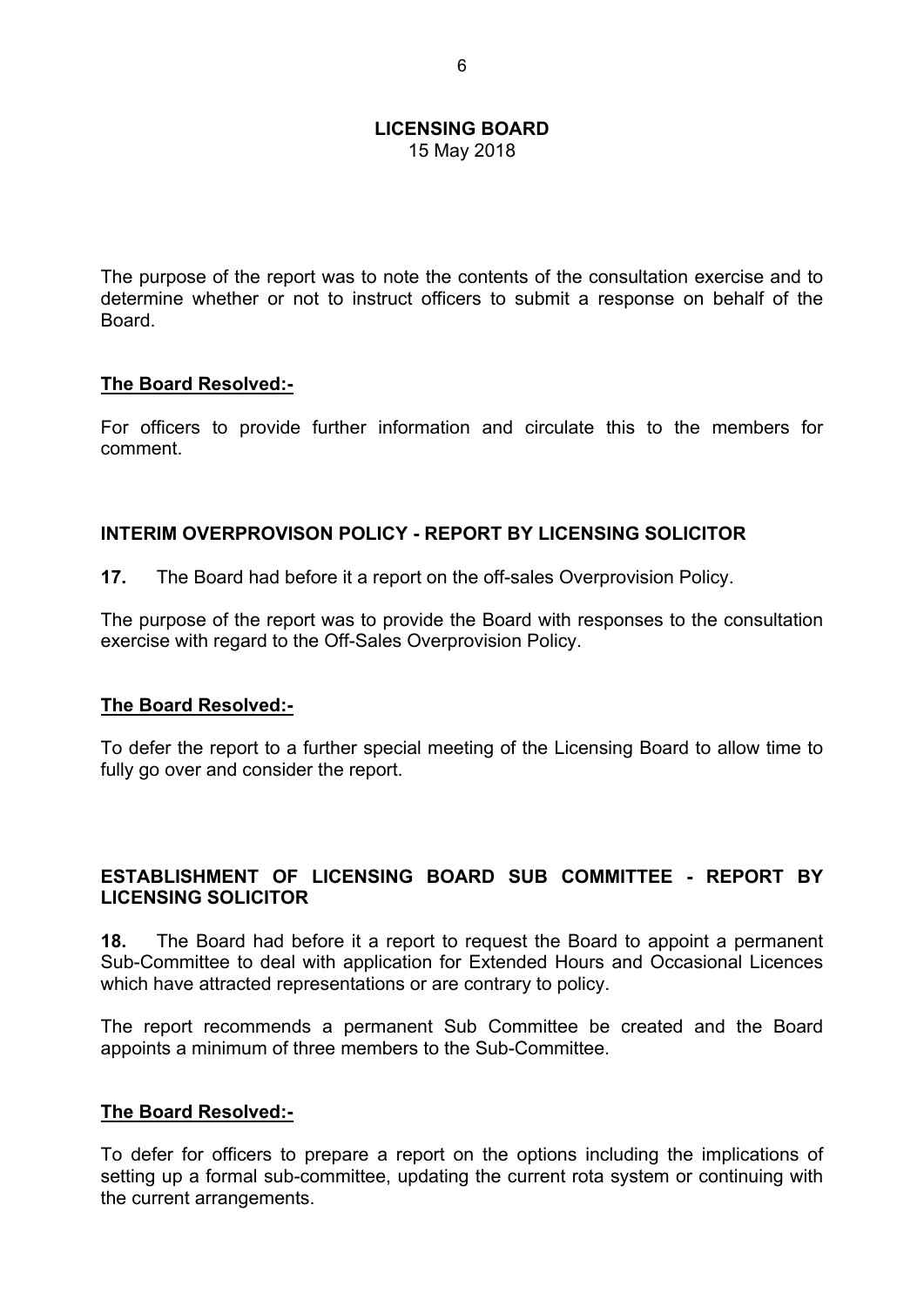The purpose of the report was to note the contents of the consultation exercise and to determine whether or not to instruct officers to submit a response on behalf of the Board.

**The Board Resolved:-**

For officers to provide further information and circulate this to the members for comment.

## INTERIM OVERPROVISON POLICY - REPORT BY LICENSING SOLICITOR

**17.** The Board had before it a report on the off-sales Overprovision Policy.

The purpose of the report was to provide the Board with responses to the consultation exercise with regard to the Off-Sales Overprovision Policy.

**The Board Resolved:-**

To defer the report to a further special meeting of the Licensing Board to allow time to fully go over and consider the report.

## ESTABLISHMENT OF LICENSING BOARD SUB COMMITTEE - REPORT BY LICENSING SOLICITOR

**18.** The Board had before it a report to request the Board to appoint a permanent Sub-Committee to deal with application for Extended Hours and Occasional Licences which have attracted representations or are contrary to policy.

The report recommends a permanent Sub Committee be created and the Board appoints a minimum of three members to the Sub-Committee.

**The Board Resolved:-**

To defer for officers to prepare a report on the options including the implications of setting up a formal sub-committee, updating the current rota system or continuing with the current arrangements.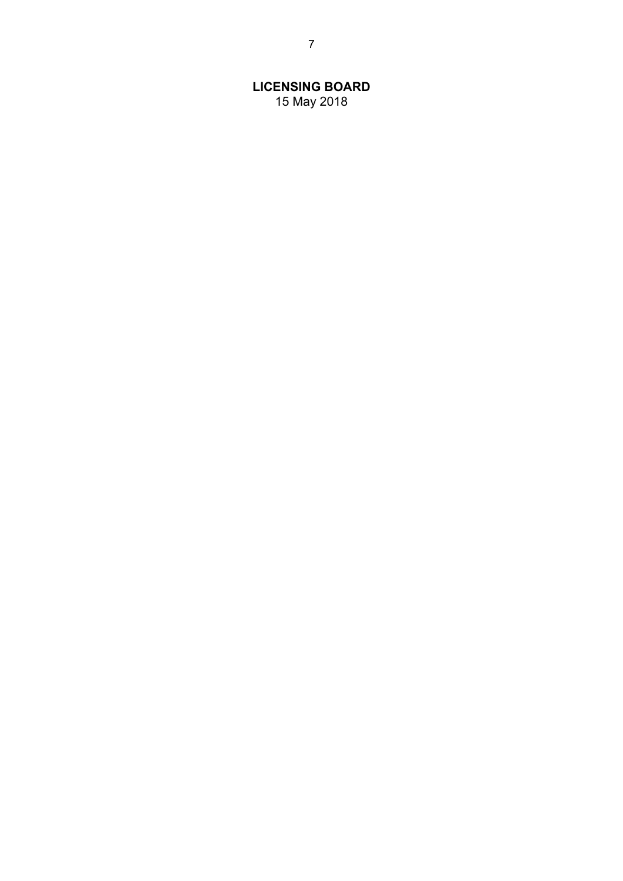**LICENSING BOARD**
15 May 2018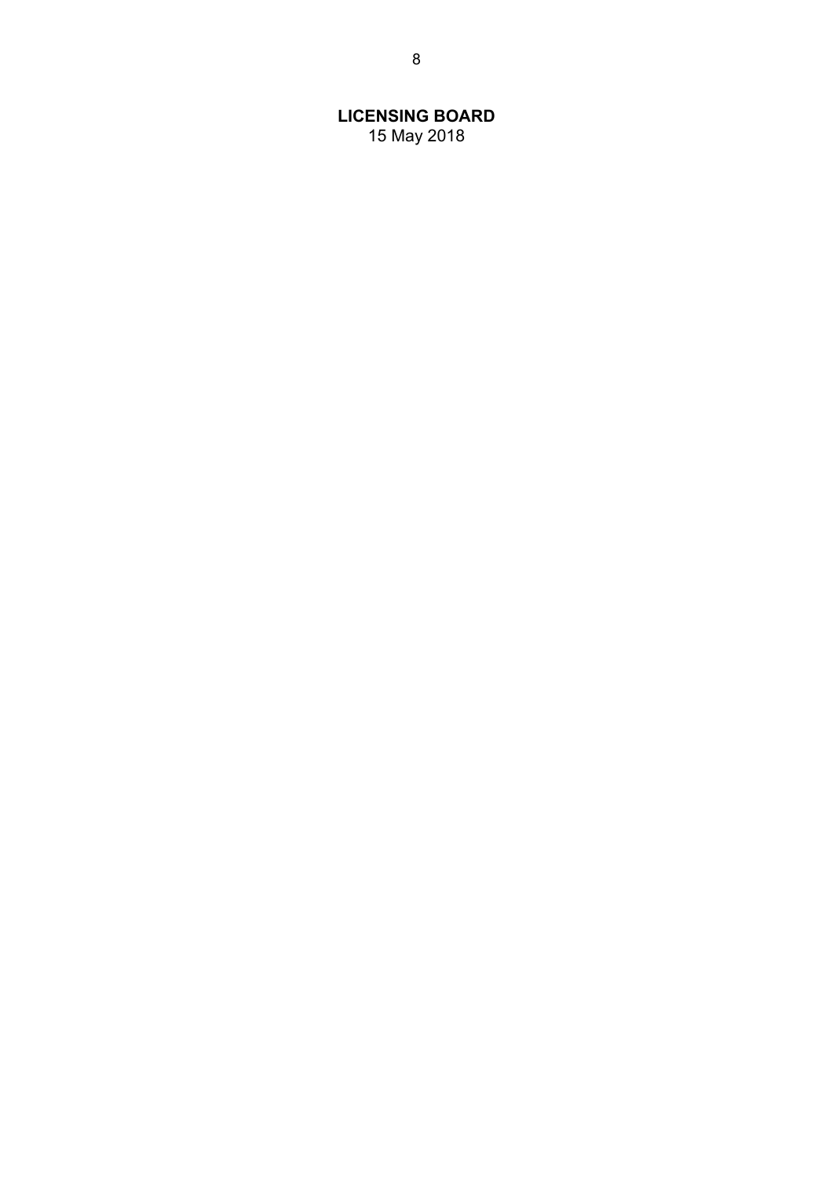**LICENSING BOARD**
15 May 2018